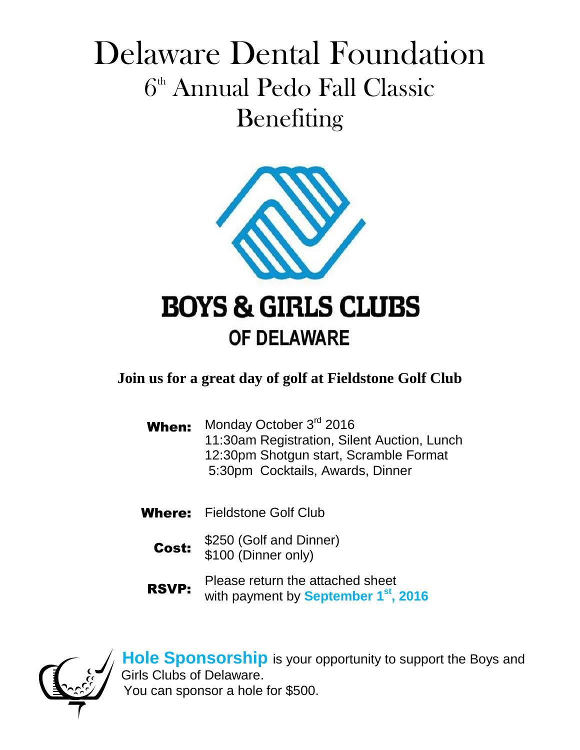# Delaware Dental Foundation

## 6th Annual Pedo Fall Classic
## Benefiting

**BOYS & GIRLS CLUBS**
**OF DELAWARE**

**Join us for a great day of golf at Fieldstone Golf Club**

**When:** Monday October 3rd 2016
11:30am Registration, Silent Auction, Lunch
12:30pm Shotgun start, Scramble Format
5:30pm Cocktails, Awards, Dinner

**Where:** Fieldstone Golf Club

**Cost:** $250 (Golf and Dinner)
$100 (Dinner only)

**RSVP:** Please return the attached sheet with payment by **September 1st, 2016**

**Hole Sponsorship** is your opportunity to support the Boys and Girls Clubs of Delaware.
You can sponsor a hole for $500.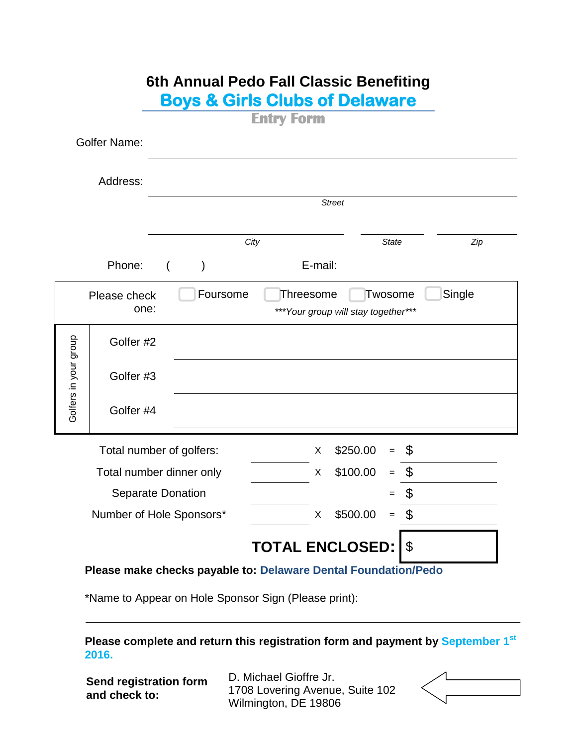# 6th Annual Pedo Fall Classic Benefiting

## Boys & Girls Clubs of Delaware

### Entry Form

Golfer Name: ______________________________________________

Address: ______________________________________________

*Street*

______________________ ____________ ____________

*City* *State* *Zip*

Phone: (     ) E-mail:

Please check one: ☐ Foursome ☐ Threesome ☐ Twosome ☐ Single

****Your group will stay together****

**Golfers in your group**

Golfer #2 ______________________________________________

Golfer #3 ______________________________________________

Golfer #4 ______________________________________________

| | | | | | |
|---|---|---|---|---|---|
| Total number of golfers: | ______ | X | $250.00 | = | $ ______ |
| Total number dinner only | ______ | X | $100.00 | = | $ ______ |
| Separate Donation | ______ | | | = | $ ______ |
| Number of Hole Sponsors* | ______ | X | $500.00 | = | $ ______ |

**TOTAL ENCLOSED:** $

**Please make checks payable to: Delaware Dental Foundation/Pedo**

*Name to Appear on Hole Sponsor Sign (Please print):

______________________________________________

**Please complete and return this registration form and payment by September 1st 2016.**

**Send registration form and check to:**

D. Michael Gioffre Jr.
1708 Lovering Avenue, Suite 102
Wilmington, DE 19806